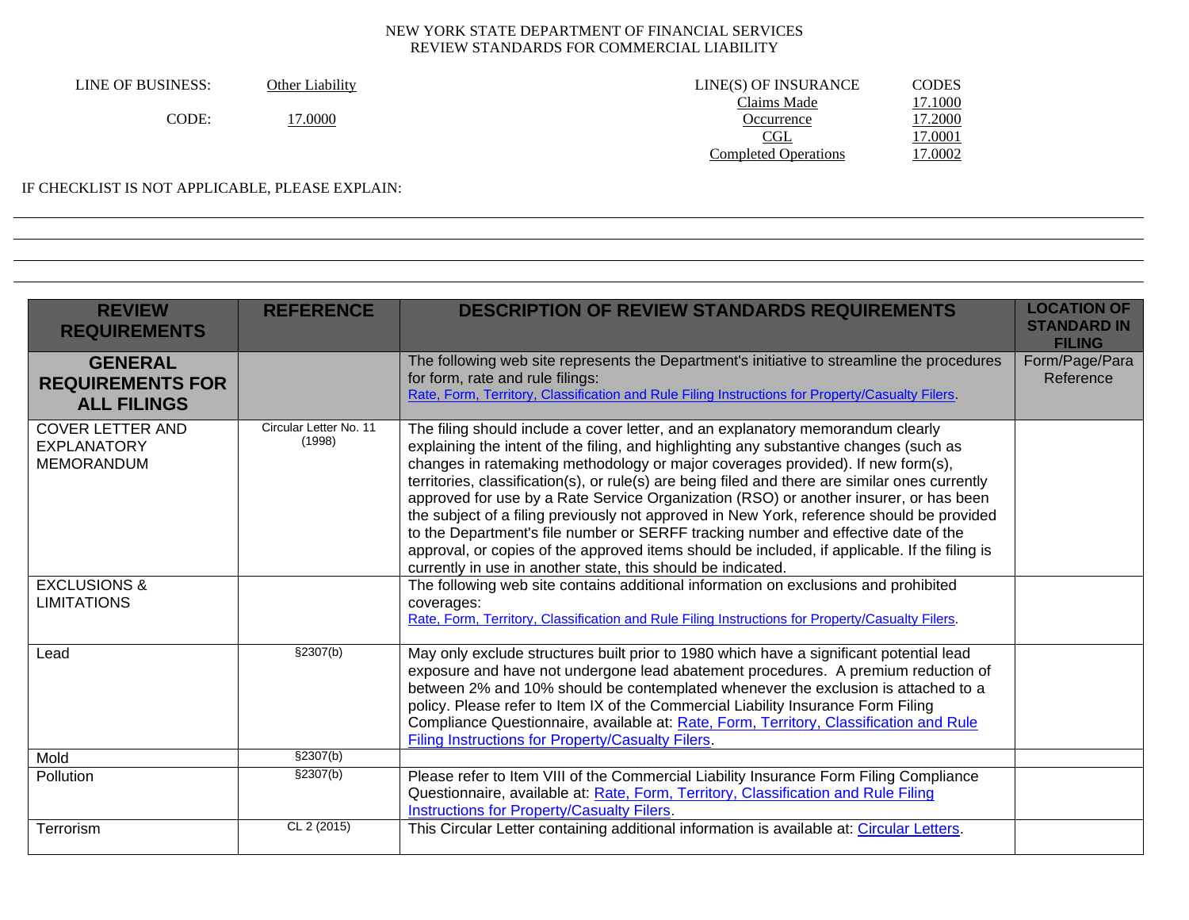NEW YORK STATE DEPARTMENT OF FINANCIAL SERVICES
REVIEW STANDARDS FOR COMMERCIAL LIABILITY

LINE OF BUSINESS: Other Liability

CODE: 17.0000

| LINE(S) OF INSURANCE | CODES |
|---|---|
| Claims Made | 17.1000 |
| Occurrence | 17.2000 |
| CGL | 17.0001 |
| Completed Operations | 17.0002 |

IF CHECKLIST IS NOT APPLICABLE, PLEASE EXPLAIN:

| REVIEW REQUIREMENTS | REFERENCE | DESCRIPTION OF REVIEW STANDARDS REQUIREMENTS | LOCATION OF STANDARD IN FILING |
|---|---|---|---|
| **GENERAL REQUIREMENTS FOR ALL FILINGS** | | The following web site represents the Department's initiative to streamline the procedures for form, rate and rule filings: Rate, Form, Territory, Classification and Rule Filing Instructions for Property/Casualty Filers. | Form/Page/Para Reference |
| COVER LETTER AND EXPLANATORY MEMORANDUM | Circular Letter No. 11 (1998) | The filing should include a cover letter, and an explanatory memorandum clearly explaining the intent of the filing, and highlighting any substantive changes (such as changes in ratemaking methodology or major coverages provided). If new form(s), territories, classification(s), or rule(s) are being filed and there are similar ones currently approved for use by a Rate Service Organization (RSO) or another insurer, or has been the subject of a filing previously not approved in New York, reference should be provided to the Department's file number or SERFF tracking number and effective date of the approval, or copies of the approved items should be included, if applicable. If the filing is currently in use in another state, this should be indicated. | |
| EXCLUSIONS & LIMITATIONS | | The following web site contains additional information on exclusions and prohibited coverages: Rate, Form, Territory, Classification and Rule Filing Instructions for Property/Casualty Filers. | |
| Lead | §2307(b) | May only exclude structures built prior to 1980 which have a significant potential lead exposure and have not undergone lead abatement procedures. A premium reduction of between 2% and 10% should be contemplated whenever the exclusion is attached to a policy. Please refer to Item IX of the Commercial Liability Insurance Form Filing Compliance Questionnaire, available at: Rate, Form, Territory, Classification and Rule Filing Instructions for Property/Casualty Filers. | |
| Mold | §2307(b) | | |
| Pollution | §2307(b) | Please refer to Item VIII of the Commercial Liability Insurance Form Filing Compliance Questionnaire, available at: Rate, Form, Territory, Classification and Rule Filing Instructions for Property/Casualty Filers. | |
| Terrorism | CL 2 (2015) | This Circular Letter containing additional information is available at: Circular Letters. | |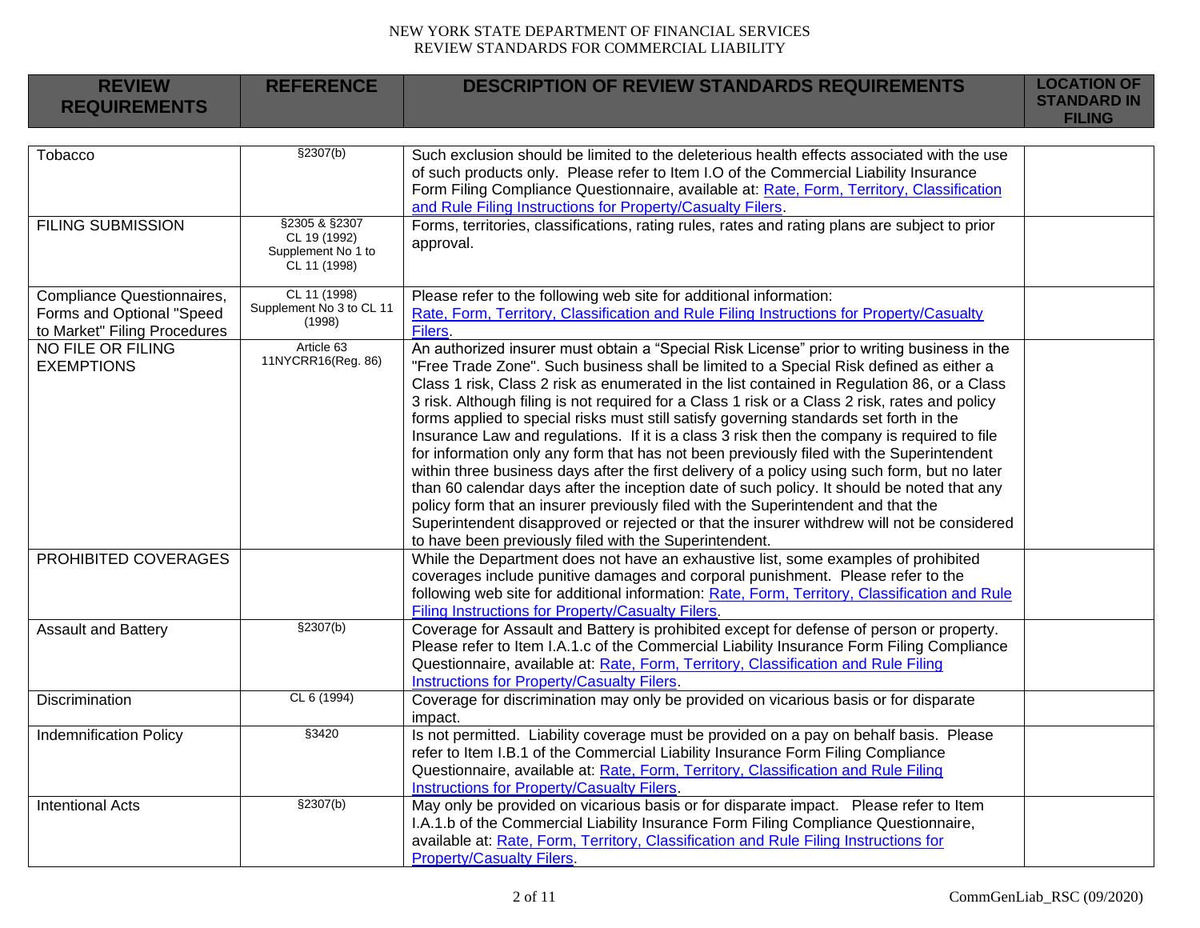| REVIEW REQUIREMENTS | REFERENCE | DESCRIPTION OF REVIEW STANDARDS REQUIREMENTS | LOCATION OF STANDARD IN FILING |
|---|---|---|---|
| Tobacco | §2307(b) | Such exclusion should be limited to the deleterious health effects associated with the use of such products only. Please refer to Item I.O of the Commercial Liability Insurance Form Filing Compliance Questionnaire, available at: Rate, Form, Territory, Classification and Rule Filing Instructions for Property/Casualty Filers. | |
| FILING SUBMISSION | §2305 & §2307 CL 19 (1992) Supplement No 1 to CL 11 (1998) | Forms, territories, classifications, rating rules, rates and rating plans are subject to prior approval. | |
| Compliance Questionnaires, Forms and Optional "Speed to Market" Filing Procedures | CL 11 (1998) Supplement No 3 to CL 11 (1998) | Please refer to the following web site for additional information: Rate, Form, Territory, Classification and Rule Filing Instructions for Property/Casualty Filers. | |
| NO FILE OR FILING EXEMPTIONS | Article 63 11NYCRR16(Reg. 86) | An authorized insurer must obtain a "Special Risk License" prior to writing business in the "Free Trade Zone". Such business shall be limited to a Special Risk defined as either a Class 1 risk, Class 2 risk as enumerated in the list contained in Regulation 86, or a Class 3 risk. Although filing is not required for a Class 1 risk or a Class 2 risk, rates and policy forms applied to special risks must still satisfy governing standards set forth in the Insurance Law and regulations. If it is a class 3 risk then the company is required to file for information only any form that has not been previously filed with the Superintendent within three business days after the first delivery of a policy using such form, but no later than 60 calendar days after the inception date of such policy. It should be noted that any policy form that an insurer previously filed with the Superintendent and that the Superintendent disapproved or rejected or that the insurer withdrew will not be considered to have been previously filed with the Superintendent. | |
| PROHIBITED COVERAGES | | While the Department does not have an exhaustive list, some examples of prohibited coverages include punitive damages and corporal punishment. Please refer to the following web site for additional information: Rate, Form, Territory, Classification and Rule Filing Instructions for Property/Casualty Filers. | |
| Assault and Battery | §2307(b) | Coverage for Assault and Battery is prohibited except for defense of person or property. Please refer to Item I.A.1.c of the Commercial Liability Insurance Form Filing Compliance Questionnaire, available at: Rate, Form, Territory, Classification and Rule Filing Instructions for Property/Casualty Filers. | |
| Discrimination | CL 6 (1994) | Coverage for discrimination may only be provided on vicarious basis or for disparate impact. | |
| Indemnification Policy | §3420 | Is not permitted. Liability coverage must be provided on a pay on behalf basis. Please refer to Item I.B.1 of the Commercial Liability Insurance Form Filing Compliance Questionnaire, available at: Rate, Form, Territory, Classification and Rule Filing Instructions for Property/Casualty Filers. | |
| Intentional Acts | §2307(b) | May only be provided on vicarious basis or for disparate impact. Please refer to Item I.A.1.b of the Commercial Liability Insurance Form Filing Compliance Questionnaire, available at: Rate, Form, Territory, Classification and Rule Filing Instructions for Property/Casualty Filers. | |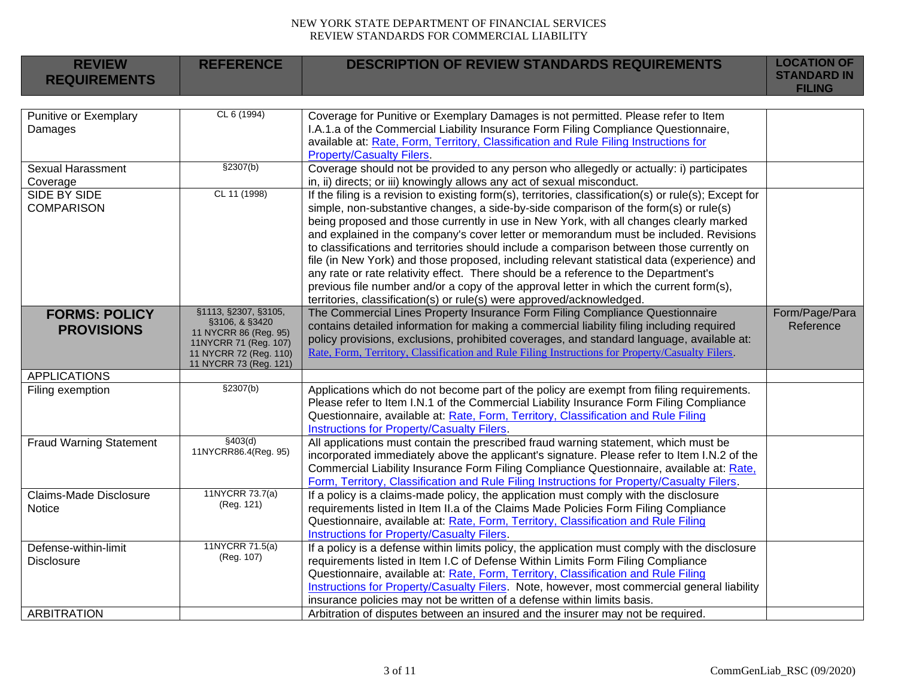| REVIEW REQUIREMENTS | REFERENCE | DESCRIPTION OF REVIEW STANDARDS REQUIREMENTS | LOCATION OF STANDARD IN FILING |
|---|---|---|---|
| Punitive or Exemplary Damages | CL 6 (1994) | Coverage for Punitive or Exemplary Damages is not permitted. Please refer to Item I.A.1.a of the Commercial Liability Insurance Form Filing Compliance Questionnaire, available at: Rate, Form, Territory, Classification and Rule Filing Instructions for Property/Casualty Filers. | |
| Sexual Harassment Coverage | §2307(b) | Coverage should not be provided to any person who allegedly or actually: i) participates in, ii) directs; or iii) knowingly allows any act of sexual misconduct. | |
| SIDE BY SIDE COMPARISON | CL 11 (1998) | If the filing is a revision to existing form(s), territories, classification(s) or rule(s); Except for simple, non-substantive changes, a side-by-side comparison of the form(s) or rule(s) being proposed and those currently in use in New York, with all changes clearly marked and explained in the company's cover letter or memorandum must be included. Revisions to classifications and territories should include a comparison between those currently on file (in New York) and those proposed, including relevant statistical data (experience) and any rate or rate relativity effect. There should be a reference to the Department's previous file number and/or a copy of the approval letter in which the current form(s), territories, classification(s) or rule(s) were approved/acknowledged. | |
| **FORMS: POLICY PROVISIONS** | §1113, §2307, §3105, §3106, & §3420 11 NYCRR 86 (Reg. 95) 11NYCRR 71 (Reg. 107) 11 NYCRR 72 (Reg. 110) 11 NYCRR 73 (Reg. 121) | The Commercial Lines Property Insurance Form Filing Compliance Questionnaire contains detailed information for making a commercial liability filing including required policy provisions, exclusions, prohibited coverages, and standard language, available at: Rate, Form, Territory, Classification and Rule Filing Instructions for Property/Casualty Filers. | Form/Page/Para Reference |
| APPLICATIONS | | | |
| Filing exemption | §2307(b) | Applications which do not become part of the policy are exempt from filing requirements. Please refer to Item I.N.1 of the Commercial Liability Insurance Form Filing Compliance Questionnaire, available at: Rate, Form, Territory, Classification and Rule Filing Instructions for Property/Casualty Filers. | |
| Fraud Warning Statement | §403(d) 11NYCRR86.4(Reg. 95) | All applications must contain the prescribed fraud warning statement, which must be incorporated immediately above the applicant's signature. Please refer to Item I.N.2 of the Commercial Liability Insurance Form Filing Compliance Questionnaire, available at: Rate, Form, Territory, Classification and Rule Filing Instructions for Property/Casualty Filers. | |
| Claims-Made Disclosure Notice | 11NYCRR 73.7(a) (Reg. 121) | If a policy is a claims-made policy, the application must comply with the disclosure requirements listed in Item II.a of the Claims Made Policies Form Filing Compliance Questionnaire, available at: Rate, Form, Territory, Classification and Rule Filing Instructions for Property/Casualty Filers. | |
| Defense-within-limit Disclosure | 11NYCRR 71.5(a) (Reg. 107) | If a policy is a defense within limits policy, the application must comply with the disclosure requirements listed in Item I.C of Defense Within Limits Form Filing Compliance Questionnaire, available at: Rate, Form, Territory, Classification and Rule Filing Instructions for Property/Casualty Filers. Note, however, most commercial general liability insurance policies may not be written of a defense within limits basis. | |
| ARBITRATION | | Arbitration of disputes between an insured and the insurer may not be required. | |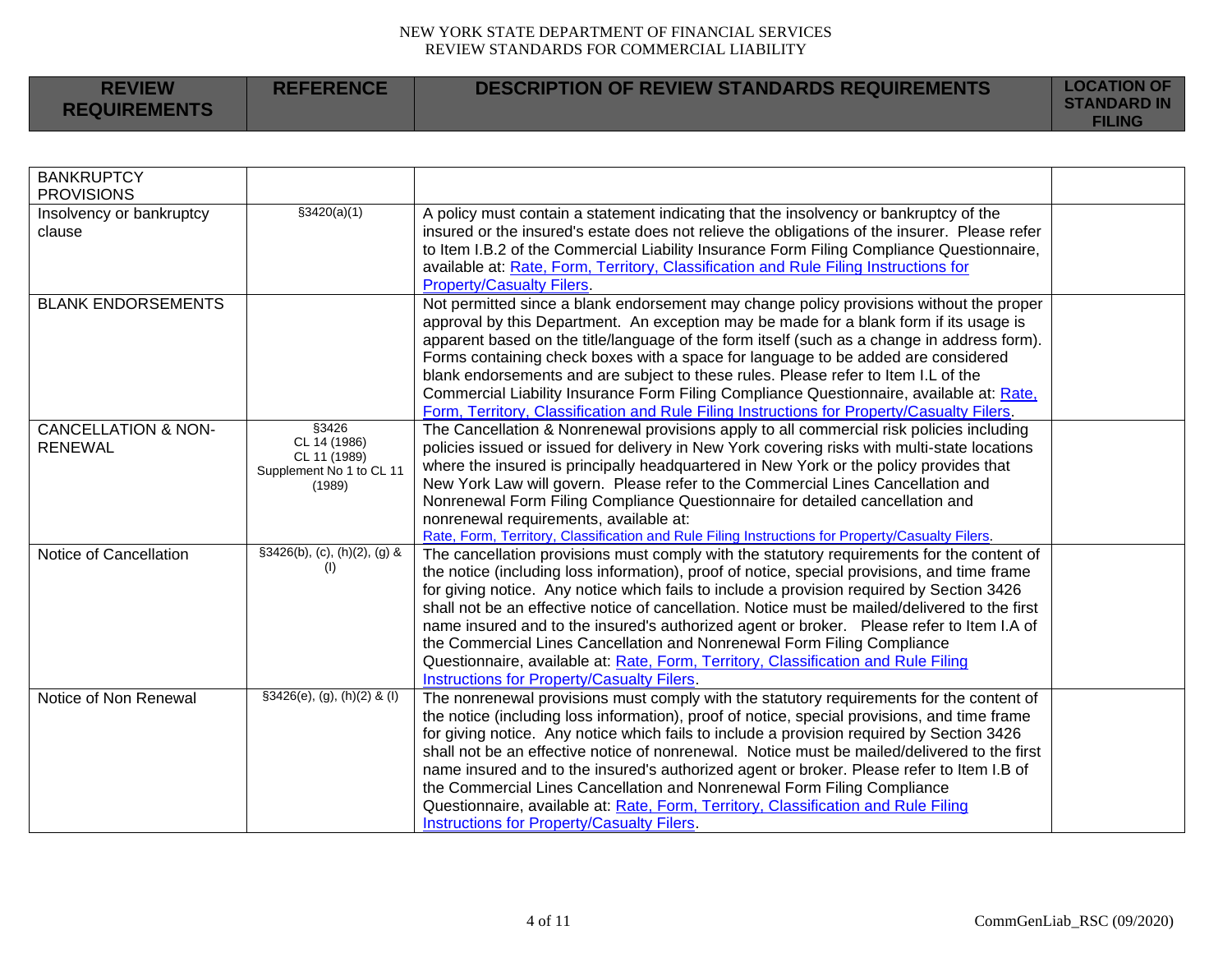| REVIEW REQUIREMENTS | REFERENCE | DESCRIPTION OF REVIEW STANDARDS REQUIREMENTS | LOCATION OF STANDARD IN FILING |
|---|---|---|---|
| BANKRUPTCY PROVISIONS | | | |
| Insolvency or bankruptcy clause | §3420(a)(1) | A policy must contain a statement indicating that the insolvency or bankruptcy of the insured or the insured's estate does not relieve the obligations of the insurer. Please refer to Item I.B.2 of the Commercial Liability Insurance Form Filing Compliance Questionnaire, available at: Rate, Form, Territory, Classification and Rule Filing Instructions for Property/Casualty Filers. | |
| BLANK ENDORSEMENTS | | Not permitted since a blank endorsement may change policy provisions without the proper approval by this Department. An exception may be made for a blank form if its usage is apparent based on the title/language of the form itself (such as a change in address form). Forms containing check boxes with a space for language to be added are considered blank endorsements and are subject to these rules. Please refer to Item I.L of the Commercial Liability Insurance Form Filing Compliance Questionnaire, available at: Rate, Form, Territory, Classification and Rule Filing Instructions for Property/Casualty Filers. | |
| CANCELLATION & NON-RENEWAL | §3426<br>CL 14 (1986)<br>CL 11 (1989)<br>Supplement No 1 to CL 11 (1989) | The Cancellation & Nonrenewal provisions apply to all commercial risk policies including policies issued or issued for delivery in New York covering risks with multi-state locations where the insured is principally headquartered in New York or the policy provides that New York Law will govern. Please refer to the Commercial Lines Cancellation and Nonrenewal Form Filing Compliance Questionnaire for detailed cancellation and nonrenewal requirements, available at: Rate, Form, Territory, Classification and Rule Filing Instructions for Property/Casualty Filers. | |
| Notice of Cancellation | §3426(b), (c), (h)(2), (g) & (l) | The cancellation provisions must comply with the statutory requirements for the content of the notice (including loss information), proof of notice, special provisions, and time frame for giving notice. Any notice which fails to include a provision required by Section 3426 shall not be an effective notice of cancellation. Notice must be mailed/delivered to the first name insured and to the insured's authorized agent or broker. Please refer to Item I.A of the Commercial Lines Cancellation and Nonrenewal Form Filing Compliance Questionnaire, available at: Rate, Form, Territory, Classification and Rule Filing Instructions for Property/Casualty Filers. | |
| Notice of Non Renewal | §3426(e), (g), (h)(2) & (l) | The nonrenewal provisions must comply with the statutory requirements for the content of the notice (including loss information), proof of notice, special provisions, and time frame for giving notice. Any notice which fails to include a provision required by Section 3426 shall not be an effective notice of nonrenewal. Notice must be mailed/delivered to the first name insured and to the insured's authorized agent or broker. Please refer to Item I.B of the Commercial Lines Cancellation and Nonrenewal Form Filing Compliance Questionnaire, available at: Rate, Form, Territory, Classification and Rule Filing Instructions for Property/Casualty Filers. | |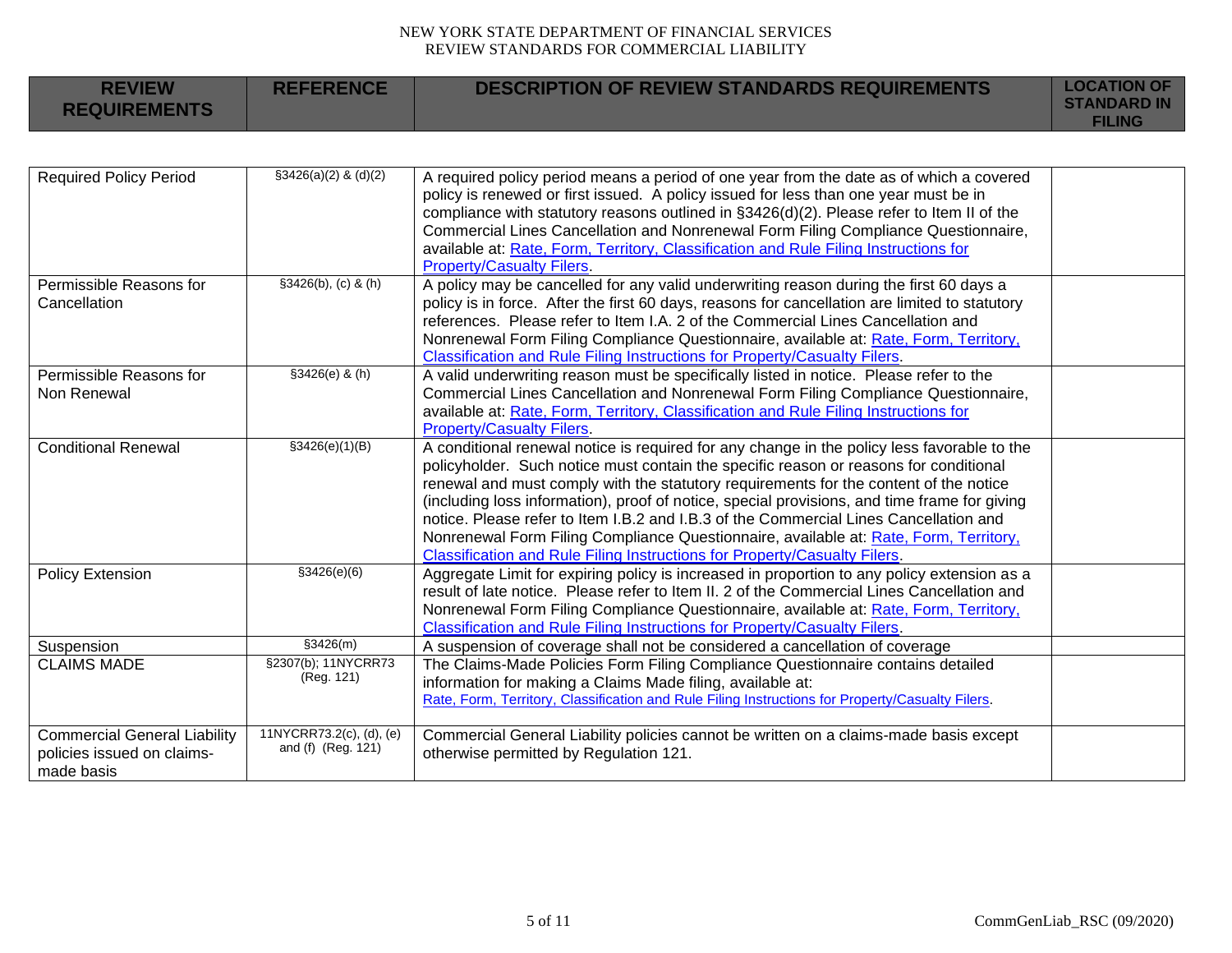| REVIEW REQUIREMENTS | REFERENCE | DESCRIPTION OF REVIEW STANDARDS REQUIREMENTS | LOCATION OF STANDARD IN FILING |
|---|---|---|---|
| Required Policy Period | §3426(a)(2) & (d)(2) | A required policy period means a period of one year from the date as of which a covered policy is renewed or first issued. A policy issued for less than one year must be in compliance with statutory reasons outlined in §3426(d)(2). Please refer to Item II of the Commercial Lines Cancellation and Nonrenewal Form Filing Compliance Questionnaire, available at: Rate, Form, Territory, Classification and Rule Filing Instructions for Property/Casualty Filers. | |
| Permissible Reasons for Cancellation | §3426(b), (c) & (h) | A policy may be cancelled for any valid underwriting reason during the first 60 days a policy is in force. After the first 60 days, reasons for cancellation are limited to statutory references. Please refer to Item I.A. 2 of the Commercial Lines Cancellation and Nonrenewal Form Filing Compliance Questionnaire, available at: Rate, Form, Territory, Classification and Rule Filing Instructions for Property/Casualty Filers. | |
| Permissible Reasons for Non Renewal | §3426(e) & (h) | A valid underwriting reason must be specifically listed in notice. Please refer to the Commercial Lines Cancellation and Nonrenewal Form Filing Compliance Questionnaire, available at: Rate, Form, Territory, Classification and Rule Filing Instructions for Property/Casualty Filers. | |
| Conditional Renewal | §3426(e)(1)(B) | A conditional renewal notice is required for any change in the policy less favorable to the policyholder. Such notice must contain the specific reason or reasons for conditional renewal and must comply with the statutory requirements for the content of the notice (including loss information), proof of notice, special provisions, and time frame for giving notice. Please refer to Item I.B.2 and I.B.3 of the Commercial Lines Cancellation and Nonrenewal Form Filing Compliance Questionnaire, available at: Rate, Form, Territory, Classification and Rule Filing Instructions for Property/Casualty Filers. | |
| Policy Extension | §3426(e)(6) | Aggregate Limit for expiring policy is increased in proportion to any policy extension as a result of late notice. Please refer to Item II. 2 of the Commercial Lines Cancellation and Nonrenewal Form Filing Compliance Questionnaire, available at: Rate, Form, Territory, Classification and Rule Filing Instructions for Property/Casualty Filers. | |
| Suspension | §3426(m) | A suspension of coverage shall not be considered a cancellation of coverage | |
| CLAIMS MADE | §2307(b); 11NYCRR73 (Reg. 121) | The Claims-Made Policies Form Filing Compliance Questionnaire contains detailed information for making a Claims Made filing, available at: Rate, Form, Territory, Classification and Rule Filing Instructions for Property/Casualty Filers. | |
| Commercial General Liability policies issued on claims-made basis | 11NYCRR73.2(c), (d), (e) and (f) (Reg. 121) | Commercial General Liability policies cannot be written on a claims-made basis except otherwise permitted by Regulation 121. | |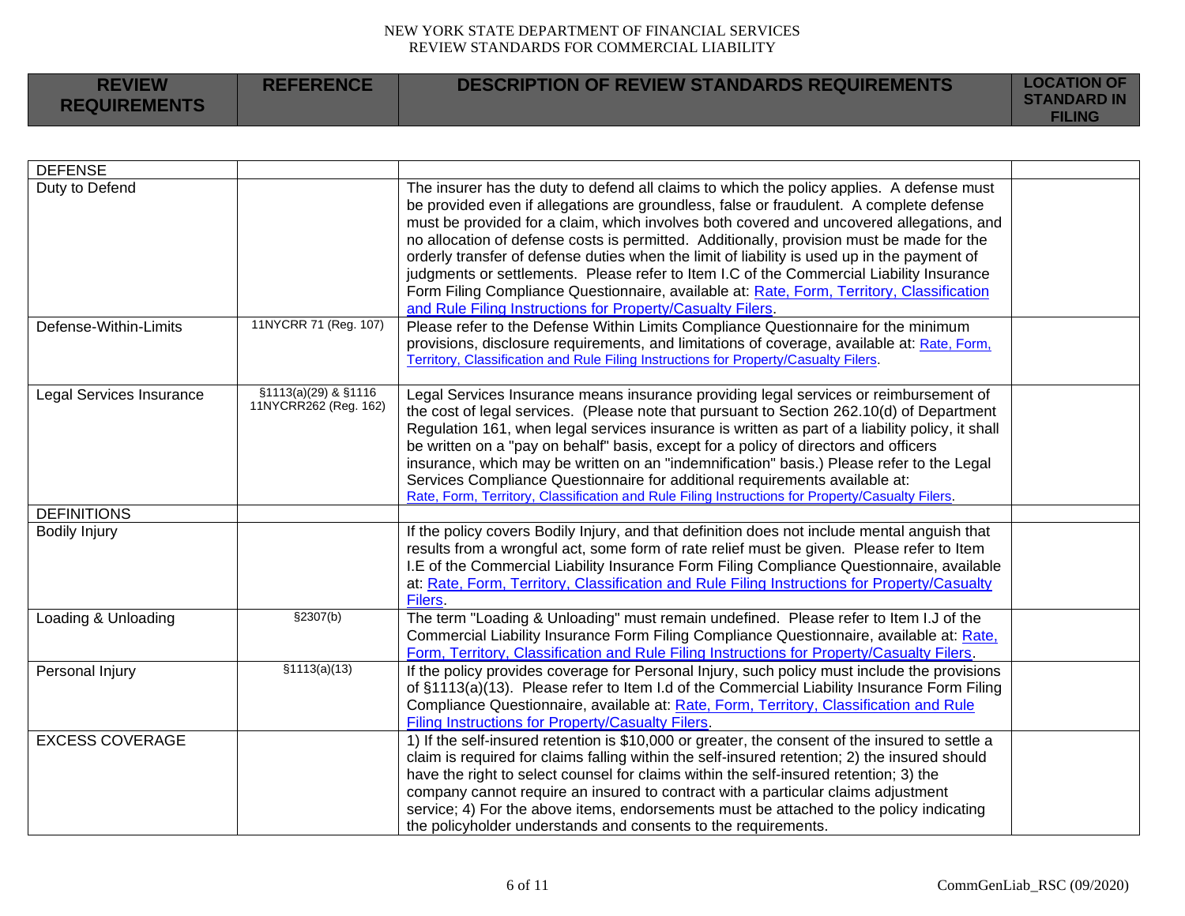NEW YORK STATE DEPARTMENT OF FINANCIAL SERVICES
REVIEW STANDARDS FOR COMMERCIAL LIABILITY

| REVIEW REQUIREMENTS | REFERENCE | DESCRIPTION OF REVIEW STANDARDS REQUIREMENTS | LOCATION OF STANDARD IN FILING |
|---|---|---|---|
| DEFENSE | | | |
| Duty to Defend | | The insurer has the duty to defend all claims to which the policy applies. A defense must be provided even if allegations are groundless, false or fraudulent. A complete defense must be provided for a claim, which involves both covered and uncovered allegations, and no allocation of defense costs is permitted. Additionally, provision must be made for the orderly transfer of defense duties when the limit of liability is used up in the payment of judgments or settlements. Please refer to Item I.C of the Commercial Liability Insurance Form Filing Compliance Questionnaire, available at: Rate, Form, Territory, Classification and Rule Filing Instructions for Property/Casualty Filers. | |
| Defense-Within-Limits | 11NYCRR 71 (Reg. 107) | Please refer to the Defense Within Limits Compliance Questionnaire for the minimum provisions, disclosure requirements, and limitations of coverage, available at: Rate, Form, Territory, Classification and Rule Filing Instructions for Property/Casualty Filers. | |
| Legal Services Insurance | §1113(a)(29) & §1116 11NYCRR262 (Reg. 162) | Legal Services Insurance means insurance providing legal services or reimbursement of the cost of legal services. (Please note that pursuant to Section 262.10(d) of Department Regulation 161, when legal services insurance is written as part of a liability policy, it shall be written on a "pay on behalf" basis, except for a policy of directors and officers insurance, which may be written on an "indemnification" basis.) Please refer to the Legal Services Compliance Questionnaire for additional requirements available at: Rate, Form, Territory, Classification and Rule Filing Instructions for Property/Casualty Filers. | |
| DEFINITIONS | | | |
| Bodily Injury | | If the policy covers Bodily Injury, and that definition does not include mental anguish that results from a wrongful act, some form of rate relief must be given. Please refer to Item I.E of the Commercial Liability Insurance Form Filing Compliance Questionnaire, available at: Rate, Form, Territory, Classification and Rule Filing Instructions for Property/Casualty Filers. | |
| Loading & Unloading | §2307(b) | The term "Loading & Unloading" must remain undefined. Please refer to Item I.J of the Commercial Liability Insurance Form Filing Compliance Questionnaire, available at: Rate, Form, Territory, Classification and Rule Filing Instructions for Property/Casualty Filers. | |
| Personal Injury | §1113(a)(13) | If the policy provides coverage for Personal Injury, such policy must include the provisions of §1113(a)(13). Please refer to Item I.d of the Commercial Liability Insurance Form Filing Compliance Questionnaire, available at: Rate, Form, Territory, Classification and Rule Filing Instructions for Property/Casualty Filers. | |
| EXCESS COVERAGE | | 1) If the self-insured retention is $10,000 or greater, the consent of the insured to settle a claim is required for claims falling within the self-insured retention; 2) the insured should have the right to select counsel for claims within the self-insured retention; 3) the company cannot require an insured to contract with a particular claims adjustment service; 4) For the above items, endorsements must be attached to the policy indicating the policyholder understands and consents to the requirements. | |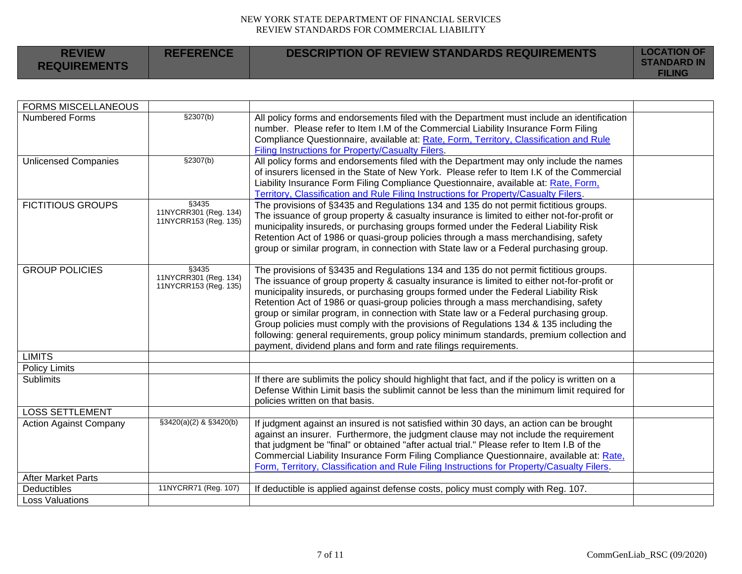| REVIEW REQUIREMENTS | REFERENCE | DESCRIPTION OF REVIEW STANDARDS REQUIREMENTS | LOCATION OF STANDARD IN FILING |
|---|---|---|---|
| FORMS MISCELLANEOUS | | | |
| Numbered Forms | §2307(b) | All policy forms and endorsements filed with the Department must include an identification number. Please refer to Item I.M of the Commercial Liability Insurance Form Filing Compliance Questionnaire, available at: Rate, Form, Territory, Classification and Rule Filing Instructions for Property/Casualty Filers. | |
| Unlicensed Companies | §2307(b) | All policy forms and endorsements filed with the Department may only include the names of insurers licensed in the State of New York. Please refer to Item I.K of the Commercial Liability Insurance Form Filing Compliance Questionnaire, available at: Rate, Form, Territory, Classification and Rule Filing Instructions for Property/Casualty Filers. | |
| FICTITIOUS GROUPS | §3435<br>11NYCRR301 (Reg. 134)<br>11NYCRR153 (Reg. 135) | The provisions of §3435 and Regulations 134 and 135 do not permit fictitious groups. The issuance of group property & casualty insurance is limited to either not-for-profit or municipality insureds, or purchasing groups formed under the Federal Liability Risk Retention Act of 1986 or quasi-group policies through a mass merchandising, safety group or similar program, in connection with State law or a Federal purchasing group. | |
| GROUP POLICIES | §3435<br>11NYCRR301 (Reg. 134)<br>11NYCRR153 (Reg. 135) | The provisions of §3435 and Regulations 134 and 135 do not permit fictitious groups. The issuance of group property & casualty insurance is limited to either not-for-profit or municipality insureds, or purchasing groups formed under the Federal Liability Risk Retention Act of 1986 or quasi-group policies through a mass merchandising, safety group or similar program, in connection with State law or a Federal purchasing group. Group policies must comply with the provisions of Regulations 134 & 135 including the following: general requirements, group policy minimum standards, premium collection and payment, dividend plans and form and rate filings requirements. | |
| LIMITS | | | |
| Policy Limits | | | |
| Sublimits | | If there are sublimits the policy should highlight that fact, and if the policy is written on a Defense Within Limit basis the sublimit cannot be less than the minimum limit required for policies written on that basis. | |
| LOSS SETTLEMENT | | | |
| Action Against Company | §3420(a)(2) & §3420(b) | If judgment against an insured is not satisfied within 30 days, an action can be brought against an insurer. Furthermore, the judgment clause may not include the requirement that judgment be "final" or obtained "after actual trial." Please refer to Item I.B of the Commercial Liability Insurance Form Filing Compliance Questionnaire, available at: Rate, Form, Territory, Classification and Rule Filing Instructions for Property/Casualty Filers. | |
| After Market Parts | | | |
| Deductibles | 11NYCRR71 (Reg. 107) | If deductible is applied against defense costs, policy must comply with Reg. 107. | |
| Loss Valuations | | | |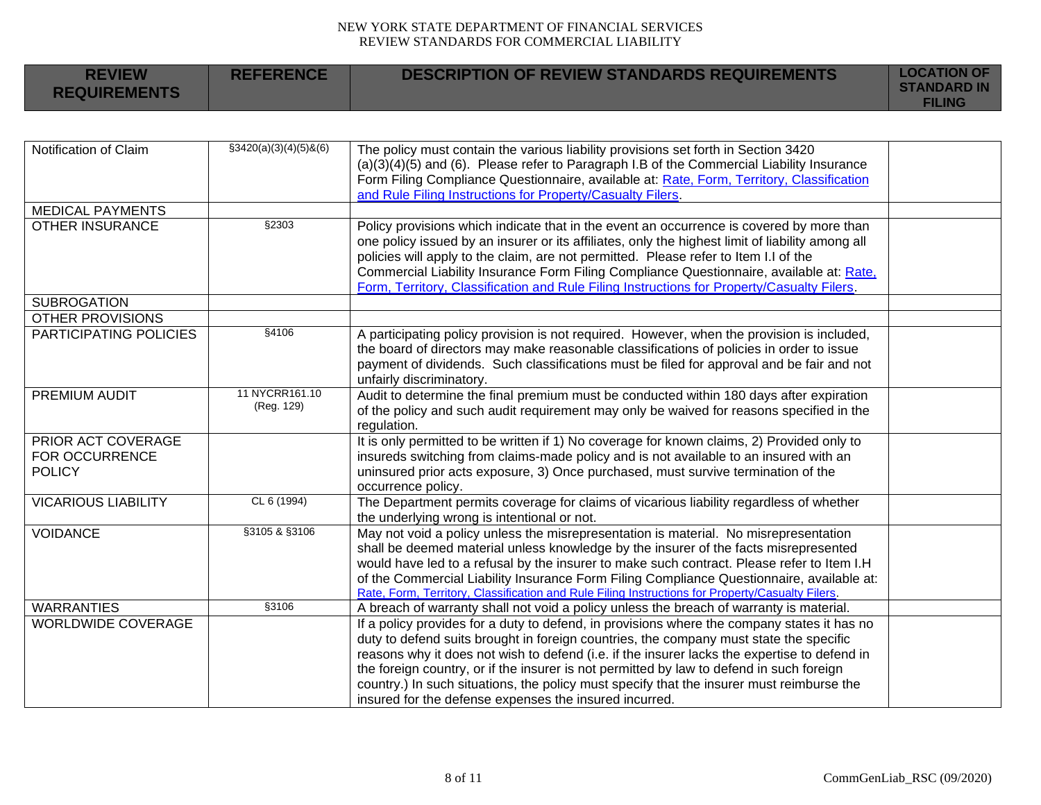| REVIEW REQUIREMENTS | REFERENCE | DESCRIPTION OF REVIEW STANDARDS REQUIREMENTS | LOCATION OF STANDARD IN FILING |
|---|---|---|---|
| Notification of Claim | §3420(a)(3)(4)(5)&(6) | The policy must contain the various liability provisions set forth in Section 3420 (a)(3)(4)(5) and (6). Please refer to Paragraph I.B of the Commercial Liability Insurance Form Filing Compliance Questionnaire, available at: Rate, Form, Territory, Classification and Rule Filing Instructions for Property/Casualty Filers. | |
| MEDICAL PAYMENTS | | | |
| OTHER INSURANCE | §2303 | Policy provisions which indicate that in the event an occurrence is covered by more than one policy issued by an insurer or its affiliates, only the highest limit of liability among all policies will apply to the claim, are not permitted. Please refer to Item I.I of the Commercial Liability Insurance Form Filing Compliance Questionnaire, available at: Rate, Form, Territory, Classification and Rule Filing Instructions for Property/Casualty Filers. | |
| SUBROGATION | | | |
| OTHER PROVISIONS | | | |
| PARTICIPATING POLICIES | §4106 | A participating policy provision is not required. However, when the provision is included, the board of directors may make reasonable classifications of policies in order to issue payment of dividends. Such classifications must be filed for approval and be fair and not unfairly discriminatory. | |
| PREMIUM AUDIT | 11 NYCRR161.10 (Reg. 129) | Audit to determine the final premium must be conducted within 180 days after expiration of the policy and such audit requirement may only be waived for reasons specified in the regulation. | |
| PRIOR ACT COVERAGE FOR OCCURRENCE POLICY | | It is only permitted to be written if 1) No coverage for known claims, 2) Provided only to insureds switching from claims-made policy and is not available to an insured with an uninsured prior acts exposure, 3) Once purchased, must survive termination of the occurrence policy. | |
| VICARIOUS LIABILITY | CL 6 (1994) | The Department permits coverage for claims of vicarious liability regardless of whether the underlying wrong is intentional or not. | |
| VOIDANCE | §3105 & §3106 | May not void a policy unless the misrepresentation is material. No misrepresentation shall be deemed material unless knowledge by the insurer of the facts misrepresented would have led to a refusal by the insurer to make such contract. Please refer to Item I.H of the Commercial Liability Insurance Form Filing Compliance Questionnaire, available at: Rate, Form, Territory, Classification and Rule Filing Instructions for Property/Casualty Filers. | |
| WARRANTIES | §3106 | A breach of warranty shall not void a policy unless the breach of warranty is material. | |
| WORLDWIDE COVERAGE | | If a policy provides for a duty to defend, in provisions where the company states it has no duty to defend suits brought in foreign countries, the company must state the specific reasons why it does not wish to defend (i.e. if the insurer lacks the expertise to defend in the foreign country, or if the insurer is not permitted by law to defend in such foreign country.) In such situations, the policy must specify that the insurer must reimburse the insured for the defense expenses the insured incurred. | |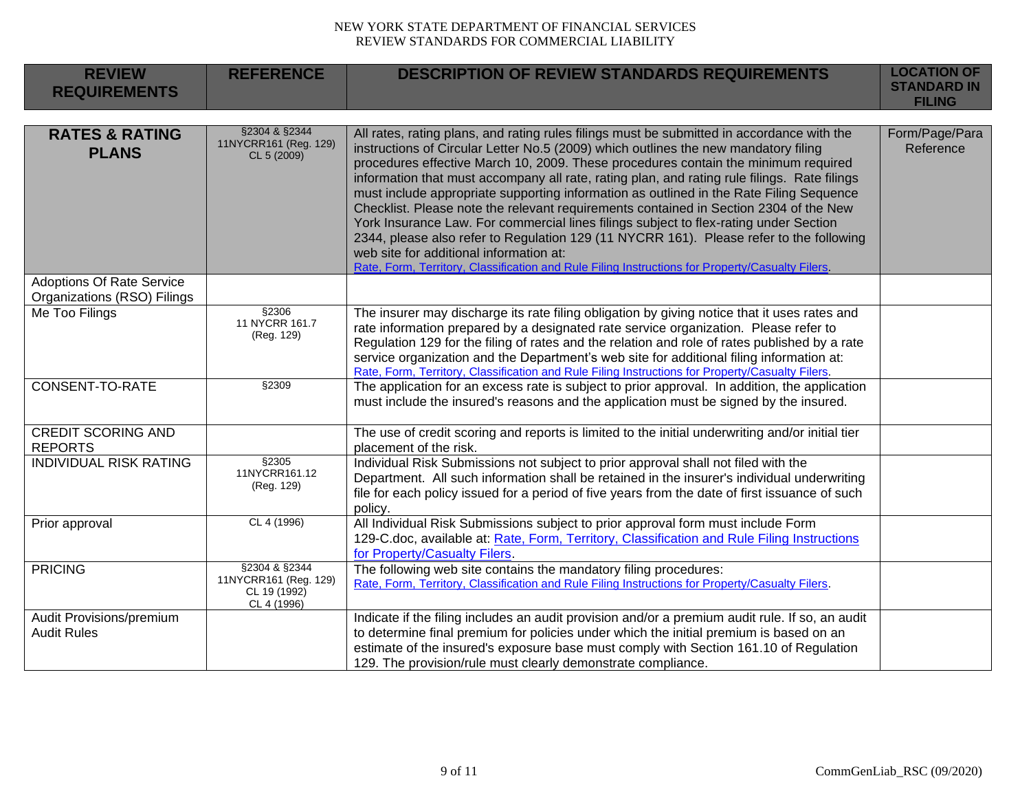NEW YORK STATE DEPARTMENT OF FINANCIAL SERVICES
REVIEW STANDARDS FOR COMMERCIAL LIABILITY

| REVIEW REQUIREMENTS | REFERENCE | DESCRIPTION OF REVIEW STANDARDS REQUIREMENTS | LOCATION OF STANDARD IN FILING |
|---|---|---|---|
| **RATES & RATING PLANS** | §2304 & §2344 11NYCRR161 (Reg. 129) CL 5 (2009) | All rates, rating plans, and rating rules filings must be submitted in accordance with the instructions of Circular Letter No.5 (2009) which outlines the new mandatory filing procedures effective March 10, 2009. These procedures contain the minimum required information that must accompany all rate, rating plan, and rating rule filings. Rate filings must include appropriate supporting information as outlined in the Rate Filing Sequence Checklist. Please note the relevant requirements contained in Section 2304 of the New York Insurance Law. For commercial lines filings subject to flex-rating under Section 2344, please also refer to Regulation 129 (11 NYCRR 161). Please refer to the following web site for additional information at: Rate, Form, Territory, Classification and Rule Filing Instructions for Property/Casualty Filers. | Form/Page/Para Reference |
| Adoptions Of Rate Service Organizations (RSO) Filings | | | |
| Me Too Filings | §2306 11 NYCRR 161.7 (Reg. 129) | The insurer may discharge its rate filing obligation by giving notice that it uses rates and rate information prepared by a designated rate service organization. Please refer to Regulation 129 for the filing of rates and the relation and role of rates published by a rate service organization and the Department's web site for additional filing information at: Rate, Form, Territory, Classification and Rule Filing Instructions for Property/Casualty Filers. | |
| CONSENT-TO-RATE | §2309 | The application for an excess rate is subject to prior approval. In addition, the application must include the insured's reasons and the application must be signed by the insured. | |
| CREDIT SCORING AND REPORTS | | The use of credit scoring and reports is limited to the initial underwriting and/or initial tier placement of the risk. | |
| INDIVIDUAL RISK RATING | §2305 11NYCRR161.12 (Reg. 129) | Individual Risk Submissions not subject to prior approval shall not filed with the Department. All such information shall be retained in the insurer's individual underwriting file for each policy issued for a period of five years from the date of first issuance of such policy. | |
| Prior approval | CL 4 (1996) | All Individual Risk Submissions subject to prior approval form must include Form 129-C.doc, available at: Rate, Form, Territory, Classification and Rule Filing Instructions for Property/Casualty Filers. | |
| PRICING | §2304 & §2344 11NYCRR161 (Reg. 129) CL 19 (1992) CL 4 (1996) | The following web site contains the mandatory filing procedures: Rate, Form, Territory, Classification and Rule Filing Instructions for Property/Casualty Filers. | |
| Audit Provisions/premium Audit Rules | | Indicate if the filing includes an audit provision and/or a premium audit rule. If so, an audit to determine final premium for policies under which the initial premium is based on an estimate of the insured's exposure base must comply with Section 161.10 of Regulation 129. The provision/rule must clearly demonstrate compliance. | |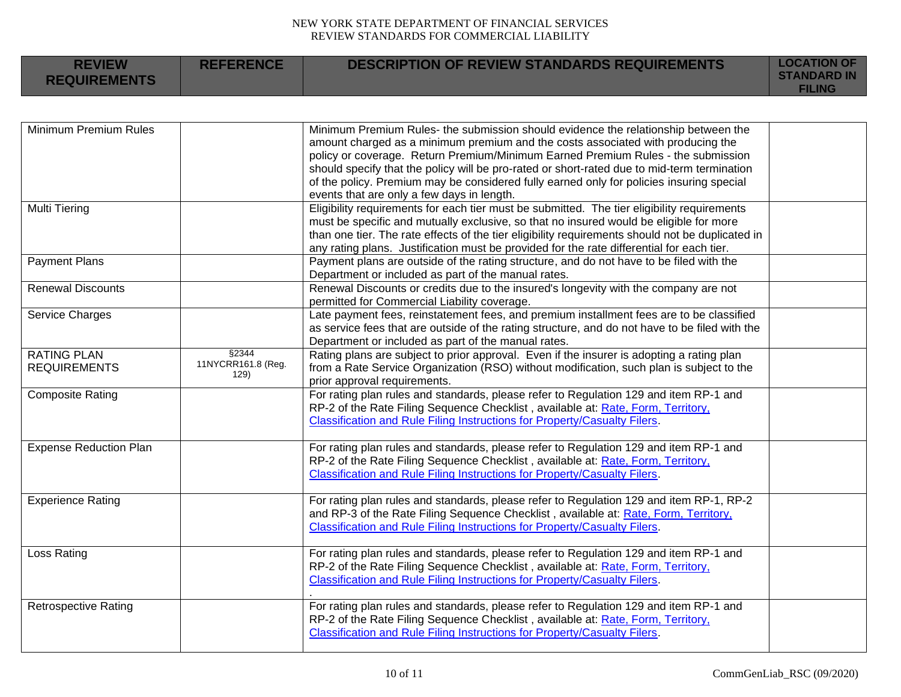| REVIEW REQUIREMENTS | REFERENCE | DESCRIPTION OF REVIEW STANDARDS REQUIREMENTS | LOCATION OF STANDARD IN FILING |
|---|---|---|---|
| Minimum Premium Rules | | Minimum Premium Rules- the submission should evidence the relationship between the amount charged as a minimum premium and the costs associated with producing the policy or coverage. Return Premium/Minimum Earned Premium Rules - the submission should specify that the policy will be pro-rated or short-rated due to mid-term termination of the policy. Premium may be considered fully earned only for policies insuring special events that are only a few days in length. | |
| Multi Tiering | | Eligibility requirements for each tier must be submitted. The tier eligibility requirements must be specific and mutually exclusive, so that no insured would be eligible for more than one tier. The rate effects of the tier eligibility requirements should not be duplicated in any rating plans. Justification must be provided for the rate differential for each tier. | |
| Payment Plans | | Payment plans are outside of the rating structure, and do not have to be filed with the Department or included as part of the manual rates. | |
| Renewal Discounts | | Renewal Discounts or credits due to the insured's longevity with the company are not permitted for Commercial Liability coverage. | |
| Service Charges | | Late payment fees, reinstatement fees, and premium installment fees are to be classified as service fees that are outside of the rating structure, and do not have to be filed with the Department or included as part of the manual rates. | |
| RATING PLAN REQUIREMENTS | §2344 11NYCRR161.8 (Reg. 129) | Rating plans are subject to prior approval. Even if the insurer is adopting a rating plan from a Rate Service Organization (RSO) without modification, such plan is subject to the prior approval requirements. | |
| Composite Rating | | For rating plan rules and standards, please refer to Regulation 129 and item RP-1 and RP-2 of the Rate Filing Sequence Checklist , available at: Rate, Form, Territory, Classification and Rule Filing Instructions for Property/Casualty Filers. | |
| Expense Reduction Plan | | For rating plan rules and standards, please refer to Regulation 129 and item RP-1 and RP-2 of the Rate Filing Sequence Checklist , available at: Rate, Form, Territory, Classification and Rule Filing Instructions for Property/Casualty Filers. | |
| Experience Rating | | For rating plan rules and standards, please refer to Regulation 129 and item RP-1, RP-2 and RP-3 of the Rate Filing Sequence Checklist , available at: Rate, Form, Territory, Classification and Rule Filing Instructions for Property/Casualty Filers. | |
| Loss Rating | | For rating plan rules and standards, please refer to Regulation 129 and item RP-1 and RP-2 of the Rate Filing Sequence Checklist , available at: Rate, Form, Territory, Classification and Rule Filing Instructions for Property/Casualty Filers. . | |
| Retrospective Rating | | For rating plan rules and standards, please refer to Regulation 129 and item RP-1 and RP-2 of the Rate Filing Sequence Checklist , available at: Rate, Form, Territory, Classification and Rule Filing Instructions for Property/Casualty Filers. | |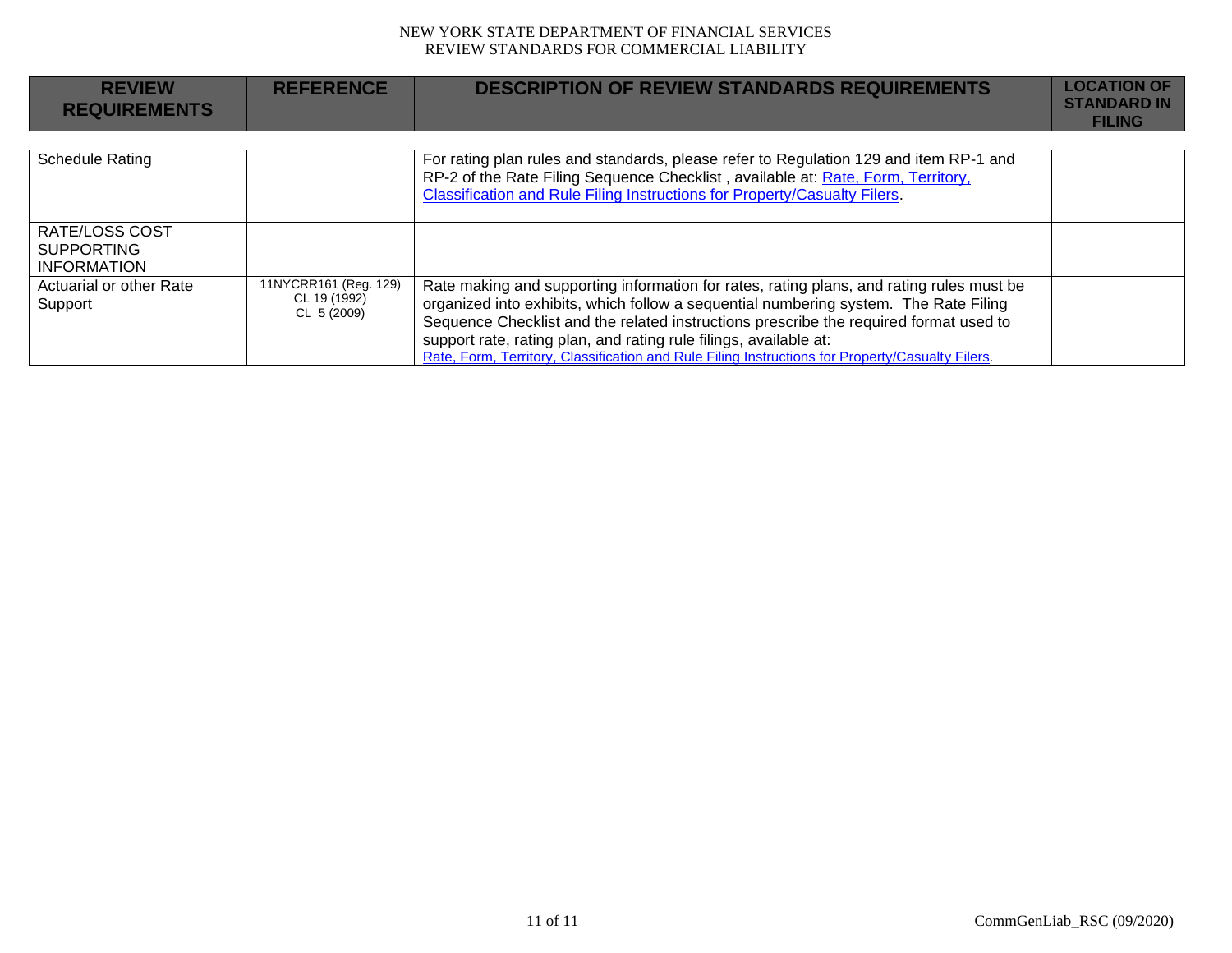| REVIEW REQUIREMENTS | REFERENCE | DESCRIPTION OF REVIEW STANDARDS REQUIREMENTS | LOCATION OF STANDARD IN FILING |
|---|---|---|---|
| Schedule Rating | | For rating plan rules and standards, please refer to Regulation 129 and item RP-1 and RP-2 of the Rate Filing Sequence Checklist , available at: Rate, Form, Territory, Classification and Rule Filing Instructions for Property/Casualty Filers. | |
| RATE/LOSS COST SUPPORTING INFORMATION | | | |
| Actuarial or other Rate Support | 11NYCRR161 (Reg. 129) CL 19 (1992) CL 5 (2009) | Rate making and supporting information for rates, rating plans, and rating rules must be organized into exhibits, which follow a sequential numbering system. The Rate Filing Sequence Checklist and the related instructions prescribe the required format used to support rate, rating plan, and rating rule filings, available at: Rate, Form, Territory, Classification and Rule Filing Instructions for Property/Casualty Filers. | |